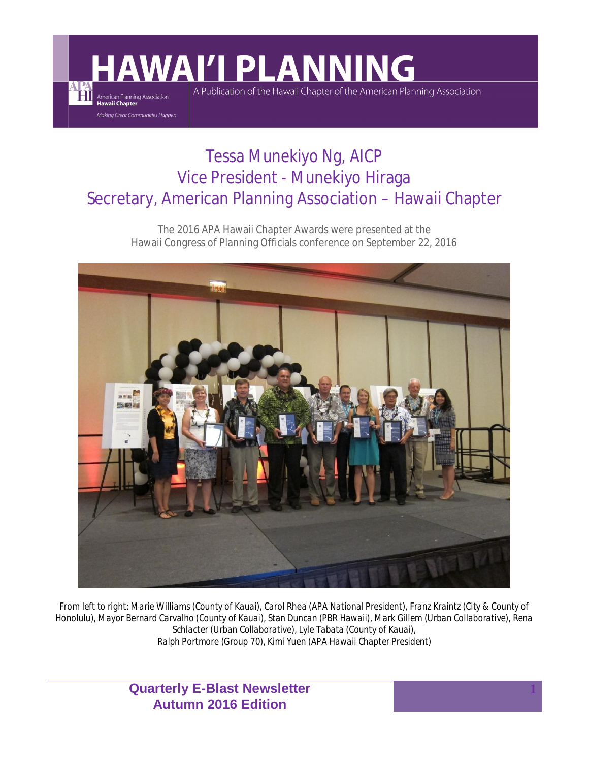# HAWAI'I PLANNING

American Planning Association
**Hawaii Chapter**
*Making Great Communities Happen*

A Publication of the Hawaii Chapter of the American Planning Association

## Tessa Munekiyo Ng, AICP
## Vice President - Munekiyo Hiraga
## Secretary, American Planning Association – Hawaii Chapter

The 2016 APA Hawaii Chapter Awards were presented at the Hawaii Congress of Planning Officials conference on September 22, 2016

*From left to right: Marie Williams (County of Kauai), Carol Rhea (APA National President), Franz Kraintz (City & County of Honolulu), Mayor Bernard Carvalho (County of Kauai), Stan Duncan (PBR Hawaii), Mark Gillem (Urban Collaborative), Rena Schlacter (Urban Collaborative), Lyle Tabata (County of Kauai), Ralph Portmore (Group 70), Kimi Yuen (APA Hawaii Chapter President)*

**Quarterly E-Blast Newsletter**
**Autumn 2016 Edition**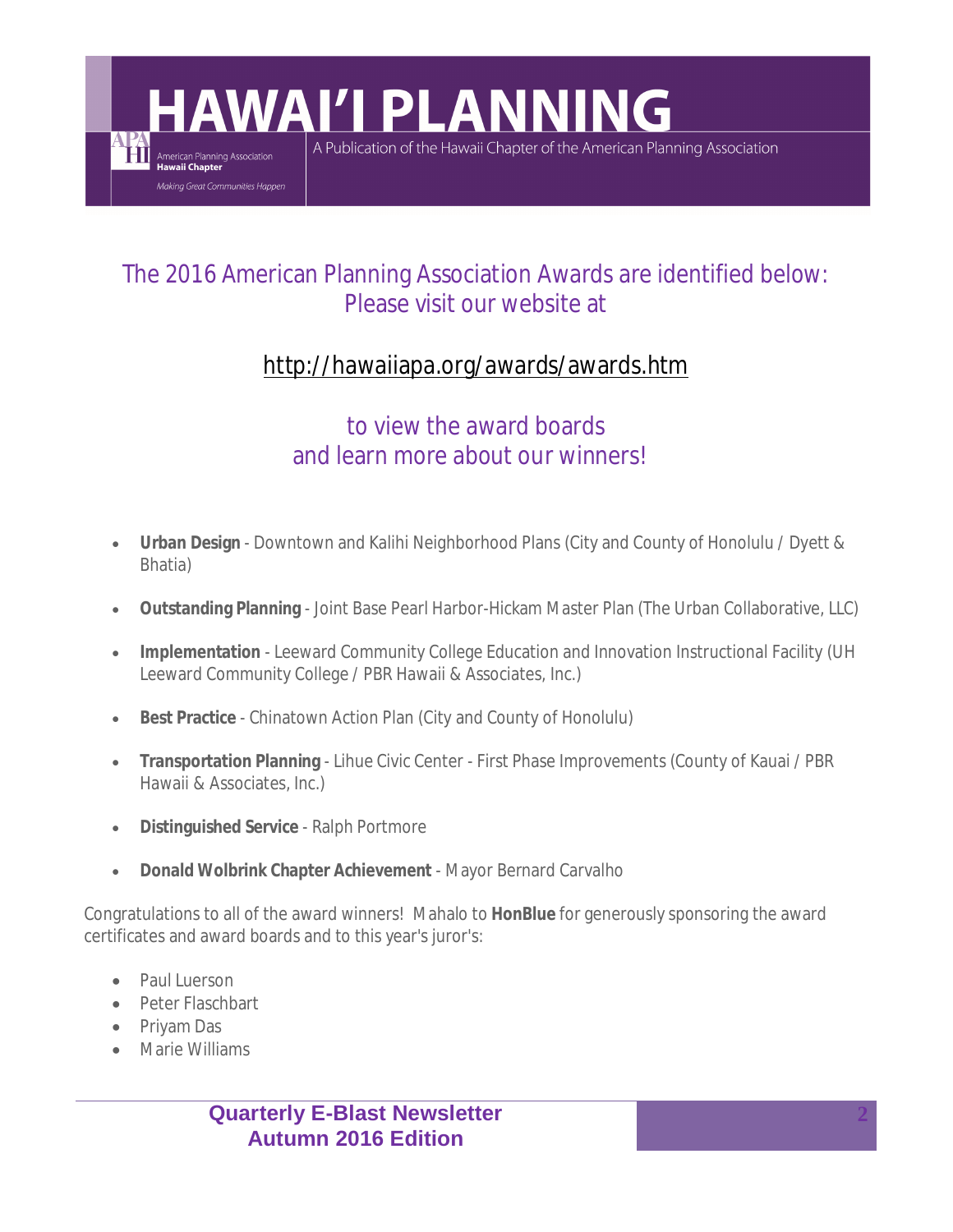# HAWAI'I PLANNING

American Planning Association Hawaii Chapter

*Making Great Communities Happen*

A Publication of the Hawaii Chapter of the American Planning Association

## The 2016 American Planning Association Awards are identified below: Please visit our website at

http://hawaiiapa.org/awards/awards.htm

to view the award boards
and learn more about our winners!

- **Urban Design** - Downtown and Kalihi Neighborhood Plans (City and County of Honolulu / Dyett & Bhatia)
- **Outstanding Planning** - Joint Base Pearl Harbor-Hickam Master Plan (The Urban Collaborative, LLC)
- **Implementation** - Leeward Community College Education and Innovation Instructional Facility (UH Leeward Community College / PBR Hawaii & Associates, Inc.)
- **Best Practice** - Chinatown Action Plan (City and County of Honolulu)
- **Transportation Planning** - Lihue Civic Center - First Phase Improvements (County of Kauai / PBR Hawaii & Associates, Inc.)
- **Distinguished Service** - Ralph Portmore
- **Donald Wolbrink Chapter Achievement** - Mayor Bernard Carvalho

Congratulations to all of the award winners! Mahalo to **HonBlue** for generously sponsoring the award certificates and award boards and to this year's juror's:

- Paul Luerson
- Peter Flaschbart
- Priyam Das
- Marie Williams